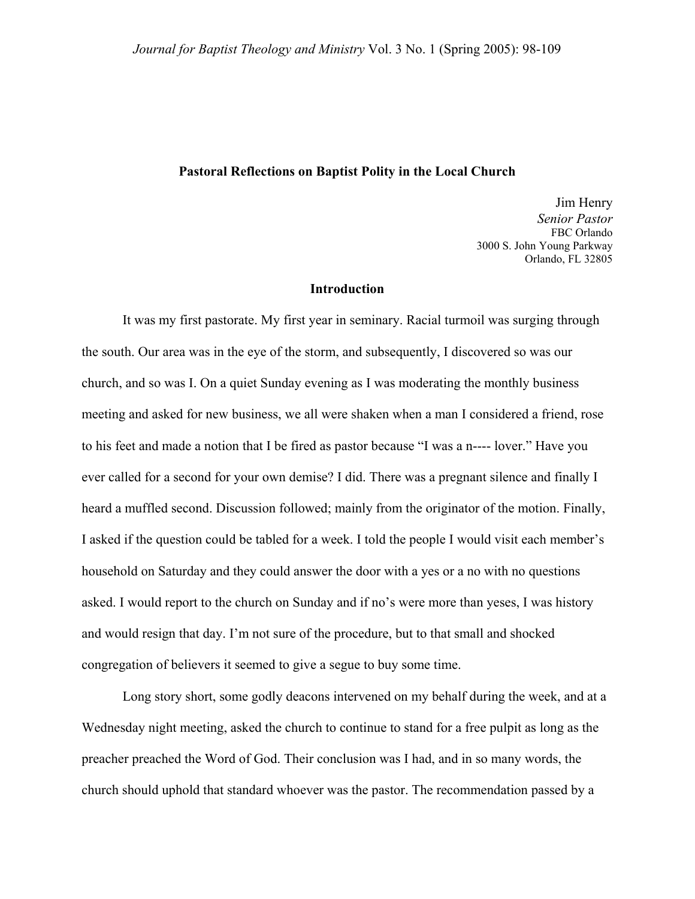**Pastoral Reflections on Baptist Polity in the Local Church**

Jim Henry
*Senior Pastor*
FBC Orlando
3000 S. John Young Parkway
Orlando, FL 32805

## Introduction

It was my first pastorate. My first year in seminary. Racial turmoil was surging through the south. Our area was in the eye of the storm, and subsequently, I discovered so was our church, and so was I. On a quiet Sunday evening as I was moderating the monthly business meeting and asked for new business, we all were shaken when a man I considered a friend, rose to his feet and made a notion that I be fired as pastor because "I was a n---- lover." Have you ever called for a second for your own demise? I did. There was a pregnant silence and finally I heard a muffled second. Discussion followed; mainly from the originator of the motion. Finally, I asked if the question could be tabled for a week. I told the people I would visit each member's household on Saturday and they could answer the door with a yes or a no with no questions asked. I would report to the church on Sunday and if no's were more than yeses, I was history and would resign that day. I'm not sure of the procedure, but to that small and shocked congregation of believers it seemed to give a segue to buy some time.

Long story short, some godly deacons intervened on my behalf during the week, and at a Wednesday night meeting, asked the church to continue to stand for a free pulpit as long as the preacher preached the Word of God. Their conclusion was I had, and in so many words, the church should uphold that standard whoever was the pastor. The recommendation passed by a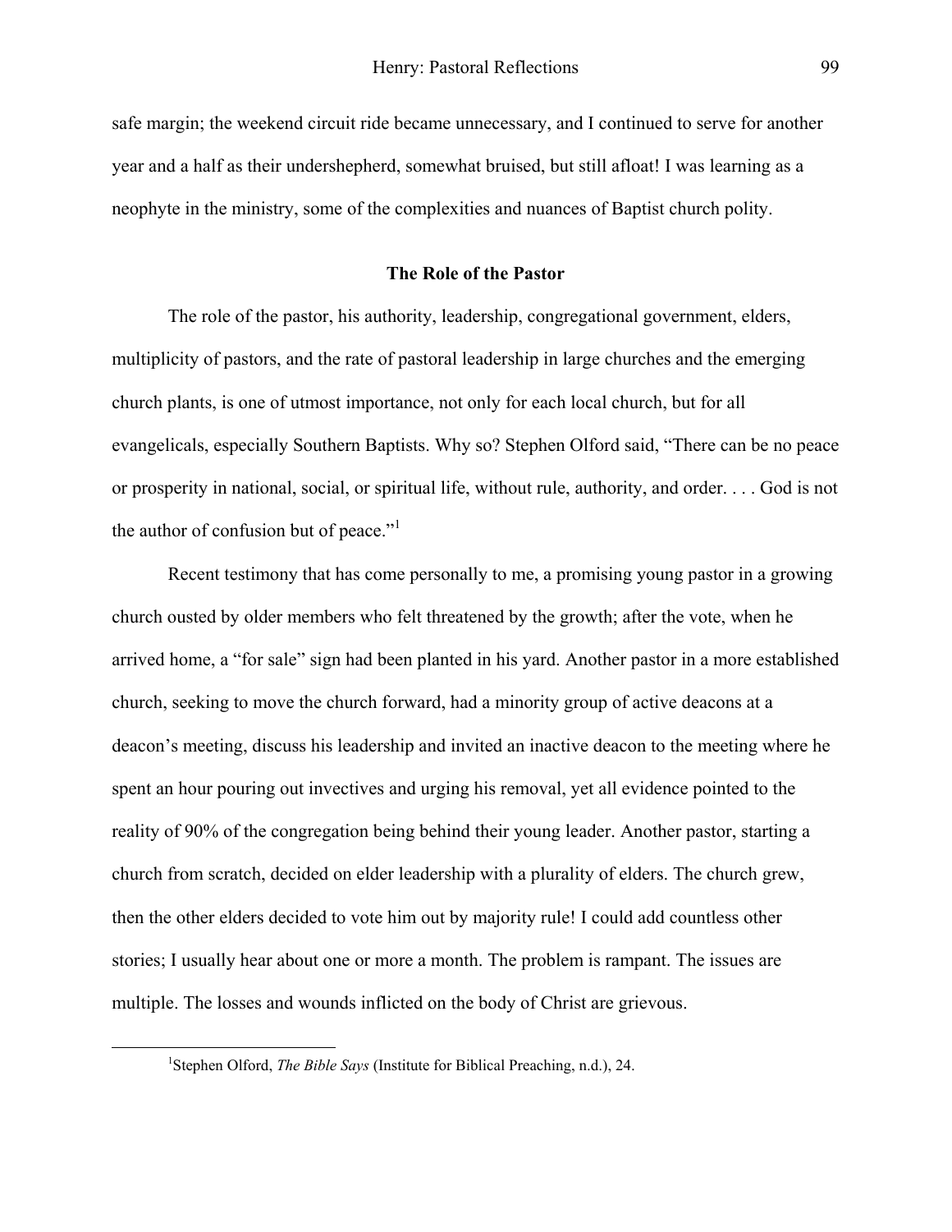safe margin; the weekend circuit ride became unnecessary, and I continued to serve for another year and a half as their undershepherd, somewhat bruised, but still afloat! I was learning as a neophyte in the ministry, some of the complexities and nuances of Baptist church polity.

## The Role of the Pastor

The role of the pastor, his authority, leadership, congregational government, elders, multiplicity of pastors, and the rate of pastoral leadership in large churches and the emerging church plants, is one of utmost importance, not only for each local church, but for all evangelicals, especially Southern Baptists. Why so? Stephen Olford said, "There can be no peace or prosperity in national, social, or spiritual life, without rule, authority, and order. . . . God is not the author of confusion but of peace."[1]

Recent testimony that has come personally to me, a promising young pastor in a growing church ousted by older members who felt threatened by the growth; after the vote, when he arrived home, a "for sale" sign had been planted in his yard. Another pastor in a more established church, seeking to move the church forward, had a minority group of active deacons at a deacon's meeting, discuss his leadership and invited an inactive deacon to the meeting where he spent an hour pouring out invectives and urging his removal, yet all evidence pointed to the reality of 90% of the congregation being behind their young leader. Another pastor, starting a church from scratch, decided on elder leadership with a plurality of elders. The church grew, then the other elders decided to vote him out by majority rule! I could add countless other stories; I usually hear about one or more a month. The problem is rampant. The issues are multiple. The losses and wounds inflicted on the body of Christ are grievous.

---

[1]Stephen Olford, *The Bible Says* (Institute for Biblical Preaching, n.d.), 24.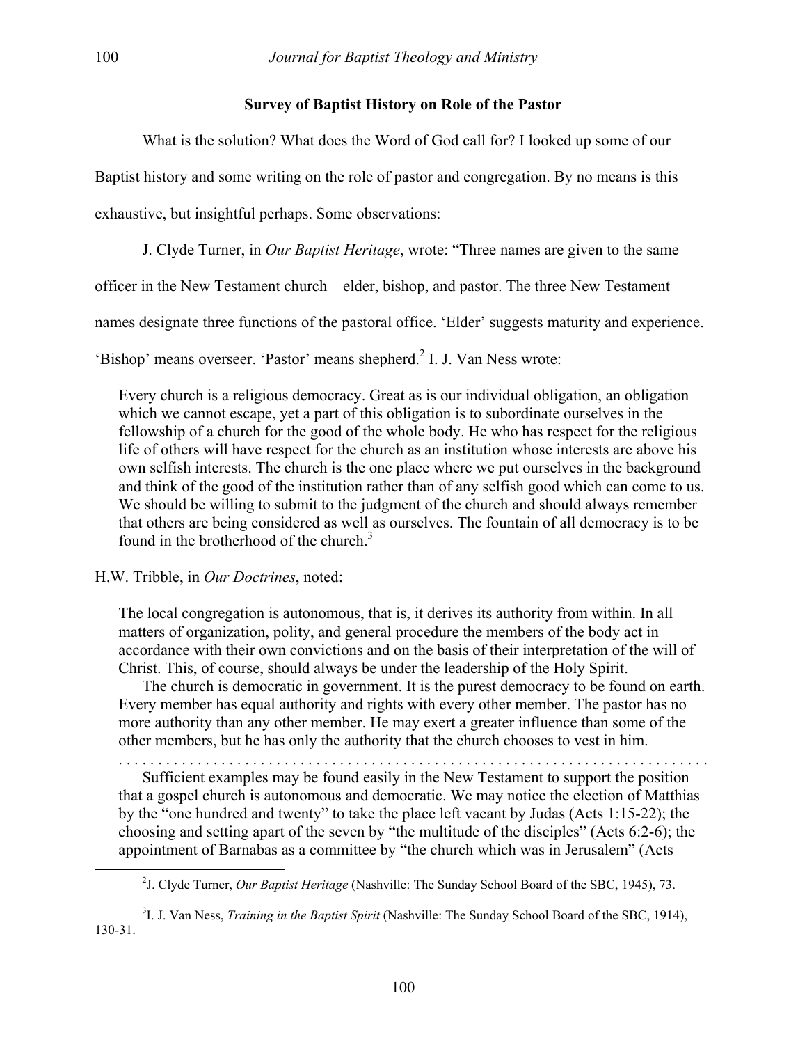### Survey of Baptist History on Role of the Pastor

What is the solution? What does the Word of God call for? I looked up some of our Baptist history and some writing on the role of pastor and congregation. By no means is this exhaustive, but insightful perhaps. Some observations:

J. Clyde Turner, in *Our Baptist Heritage*, wrote: "Three names are given to the same officer in the New Testament church—elder, bishop, and pastor. The three New Testament names designate three functions of the pastoral office. 'Elder' suggests maturity and experience. 'Bishop' means overseer. 'Pastor' means shepherd.[2] I. J. Van Ness wrote:

> Every church is a religious democracy. Great as is our individual obligation, an obligation which we cannot escape, yet a part of this obligation is to subordinate ourselves in the fellowship of a church for the good of the whole body. He who has respect for the religious life of others will have respect for the church as an institution whose interests are above his own selfish interests. The church is the one place where we put ourselves in the background and think of the good of the institution rather than of any selfish good which can come to us. We should be willing to submit to the judgment of the church and should always remember that others are being considered as well as ourselves. The fountain of all democracy is to be found in the brotherhood of the church.[3]

H.W. Tribble, in *Our Doctrines*, noted:

> The local congregation is autonomous, that is, it derives its authority from within. In all matters of organization, polity, and general procedure the members of the body act in accordance with their own convictions and on the basis of their interpretation of the will of Christ. This, of course, should always be under the leadership of the Holy Spirit.
>
> The church is democratic in government. It is the purest democracy to be found on earth. Every member has equal authority and rights with every other member. The pastor has no more authority than any other member. He may exert a greater influence than some of the other members, but he has only the authority that the church chooses to vest in him.
>
> . . . . . . . . . . . . . . . . . . . . . . . . . . . . . . . . . . . . . . . . . . . . . . . . . . . . . . . . . . . . . . . . . . . . . . . .
>
> Sufficient examples may be found easily in the New Testament to support the position that a gospel church is autonomous and democratic. We may notice the election of Matthias by the "one hundred and twenty" to take the place left vacant by Judas (Acts 1:15-22); the choosing and setting apart of the seven by "the multitude of the disciples" (Acts 6:2-6); the appointment of Barnabas as a committee by "the church which was in Jerusalem" (Acts

---

[2] J. Clyde Turner, *Our Baptist Heritage* (Nashville: The Sunday School Board of the SBC, 1945), 73.

[3] I. J. Van Ness, *Training in the Baptist Spirit* (Nashville: The Sunday School Board of the SBC, 1914), 130-31.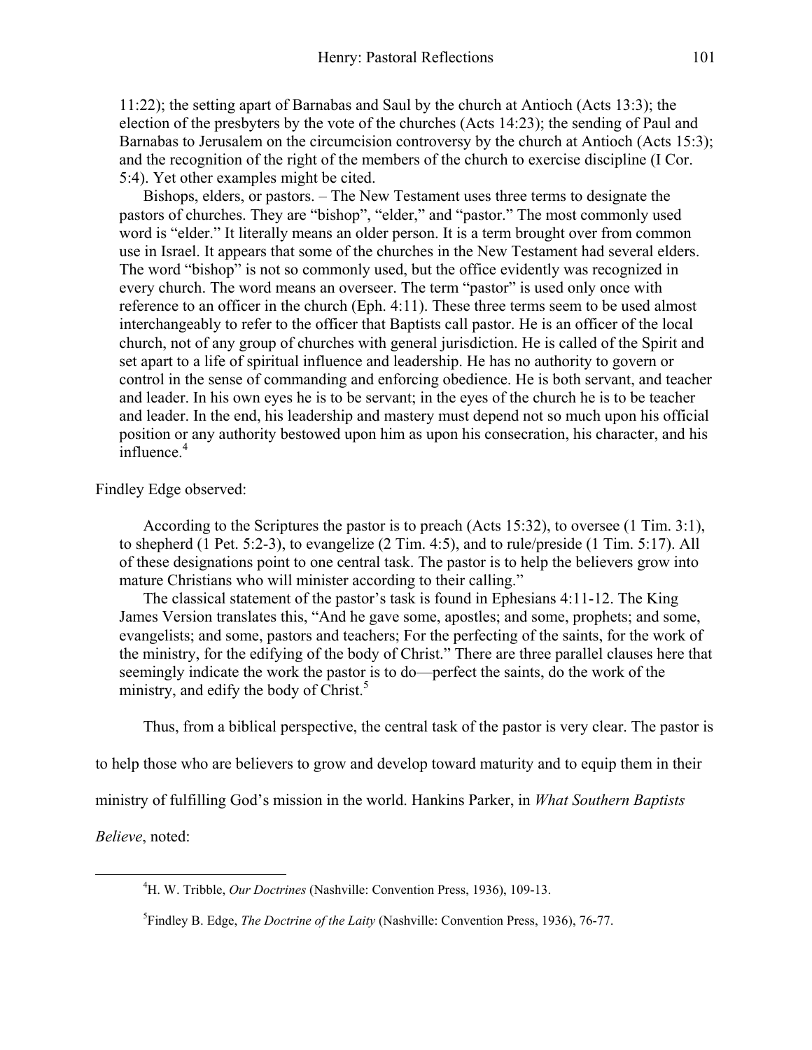11:22); the setting apart of Barnabas and Saul by the church at Antioch (Acts 13:3); the election of the presbyters by the vote of the churches (Acts 14:23); the sending of Paul and Barnabas to Jerusalem on the circumcision controversy by the church at Antioch (Acts 15:3); and the recognition of the right of the members of the church to exercise discipline (I Cor. 5:4). Yet other examples might be cited.

> Bishops, elders, or pastors. – The New Testament uses three terms to designate the pastors of churches. They are "bishop", "elder," and "pastor." The most commonly used word is "elder." It literally means an older person. It is a term brought over from common use in Israel. It appears that some of the churches in the New Testament had several elders. The word "bishop" is not so commonly used, but the office evidently was recognized in every church. The word means an overseer. The term "pastor" is used only once with reference to an officer in the church (Eph. 4:11). These three terms seem to be used almost interchangeably to refer to the officer that Baptists call pastor. He is an officer of the local church, not of any group of churches with general jurisdiction. He is called of the Spirit and set apart to a life of spiritual influence and leadership. He has no authority to govern or control in the sense of commanding and enforcing obedience. He is both servant, and teacher and leader. In his own eyes he is to be servant; in the eyes of the church he is to be teacher and leader. In the end, his leadership and mastery must depend not so much upon his official position or any authority bestowed upon him as upon his consecration, his character, and his influence.[4]

Findley Edge observed:

> According to the Scriptures the pastor is to preach (Acts 15:32), to oversee (1 Tim. 3:1), to shepherd (1 Pet. 5:2-3), to evangelize (2 Tim. 4:5), and to rule/preside (1 Tim. 5:17). All of these designations point to one central task. The pastor is to help the believers grow into mature Christians who will minister according to their calling."
>
> The classical statement of the pastor's task is found in Ephesians 4:11-12. The King James Version translates this, "And he gave some, apostles; and some, prophets; and some, evangelists; and some, pastors and teachers; For the perfecting of the saints, for the work of the ministry, for the edifying of the body of Christ." There are three parallel clauses here that seemingly indicate the work the pastor is to do—perfect the saints, do the work of the ministry, and edify the body of Christ.[5]

Thus, from a biblical perspective, the central task of the pastor is very clear. The pastor is to help those who are believers to grow and develop toward maturity and to equip them in their ministry of fulfilling God's mission in the world. Hankins Parker, in *What Southern Baptists Believe*, noted:

---

[4] H. W. Tribble, *Our Doctrines* (Nashville: Convention Press, 1936), 109-13.

[5] Findley B. Edge, *The Doctrine of the Laity* (Nashville: Convention Press, 1936), 76-77.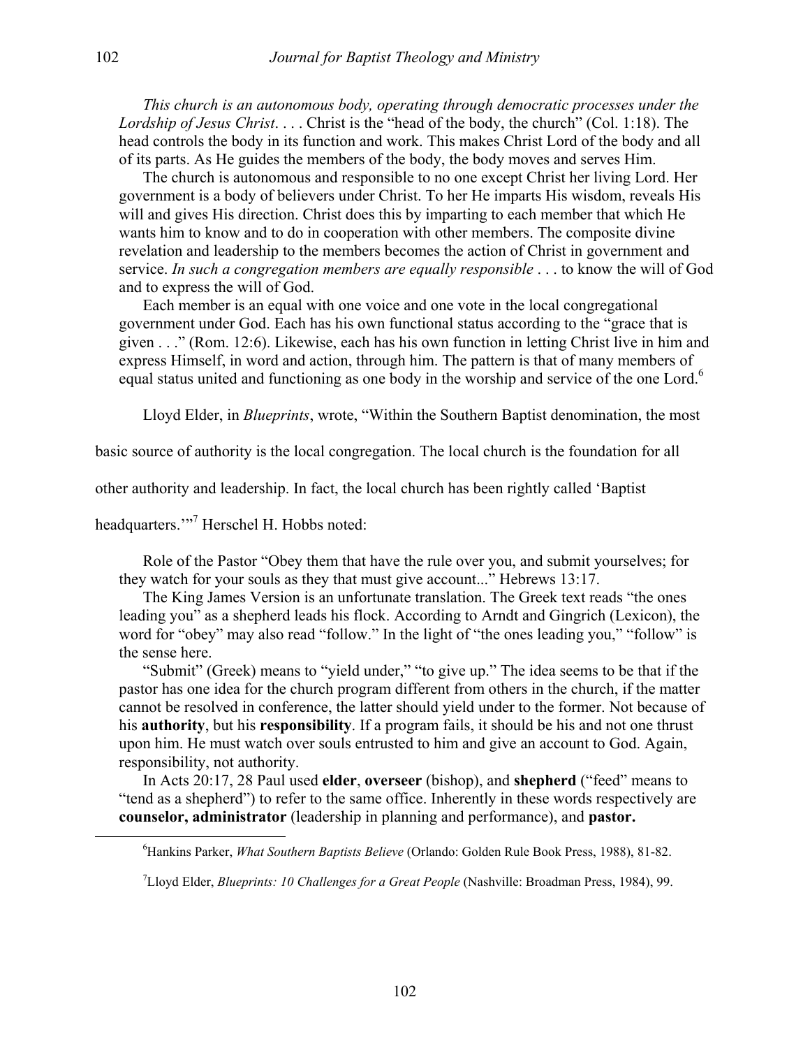> *This church is an autonomous body, operating through democratic processes under the Lordship of Jesus Christ*. . . . Christ is the "head of the body, the church" (Col. 1:18). The head controls the body in its function and work. This makes Christ Lord of the body and all of its parts. As He guides the members of the body, the body moves and serves Him.
>
> The church is autonomous and responsible to no one except Christ her living Lord. Her government is a body of believers under Christ. To her He imparts His wisdom, reveals His will and gives His direction. Christ does this by imparting to each member that which He wants him to know and to do in cooperation with other members. The composite divine revelation and leadership to the members becomes the action of Christ in government and service. *In such a congregation members are equally responsible* . . . to know the will of God and to express the will of God.
>
> Each member is an equal with one voice and one vote in the local congregational government under God. Each has his own functional status according to the "grace that is given . . ." (Rom. 12:6). Likewise, each has his own function in letting Christ live in him and express Himself, in word and action, through him. The pattern is that of many members of equal status united and functioning as one body in the worship and service of the one Lord.[6]

Lloyd Elder, in *Blueprints*, wrote, "Within the Southern Baptist denomination, the most basic source of authority is the local congregation. The local church is the foundation for all other authority and leadership. In fact, the local church has been rightly called 'Baptist headquarters.'"[7] Herschel H. Hobbs noted:

> Role of the Pastor "Obey them that have the rule over you, and submit yourselves; for they watch for your souls as they that must give account..." Hebrews 13:17.
>
> The King James Version is an unfortunate translation. The Greek text reads "the ones leading you" as a shepherd leads his flock. According to Arndt and Gingrich (Lexicon), the word for "obey" may also read "follow." In the light of "the ones leading you," "follow" is the sense here.
>
> "Submit" (Greek) means to "yield under," "to give up." The idea seems to be that if the pastor has one idea for the church program different from others in the church, if the matter cannot be resolved in conference, the latter should yield under to the former. Not because of his **authority**, but his **responsibility**. If a program fails, it should be his and not one thrust upon him. He must watch over souls entrusted to him and give an account to God. Again, responsibility, not authority.
>
> In Acts 20:17, 28 Paul used **elder**, **overseer** (bishop), and **shepherd** ("feed" means to "tend as a shepherd") to refer to the same office. Inherently in these words respectively are **counselor, administrator** (leadership in planning and performance), and **pastor.**

---

[6] Hankins Parker, *What Southern Baptists Believe* (Orlando: Golden Rule Book Press, 1988), 81-82.

[7] Lloyd Elder, *Blueprints: 10 Challenges for a Great People* (Nashville: Broadman Press, 1984), 99.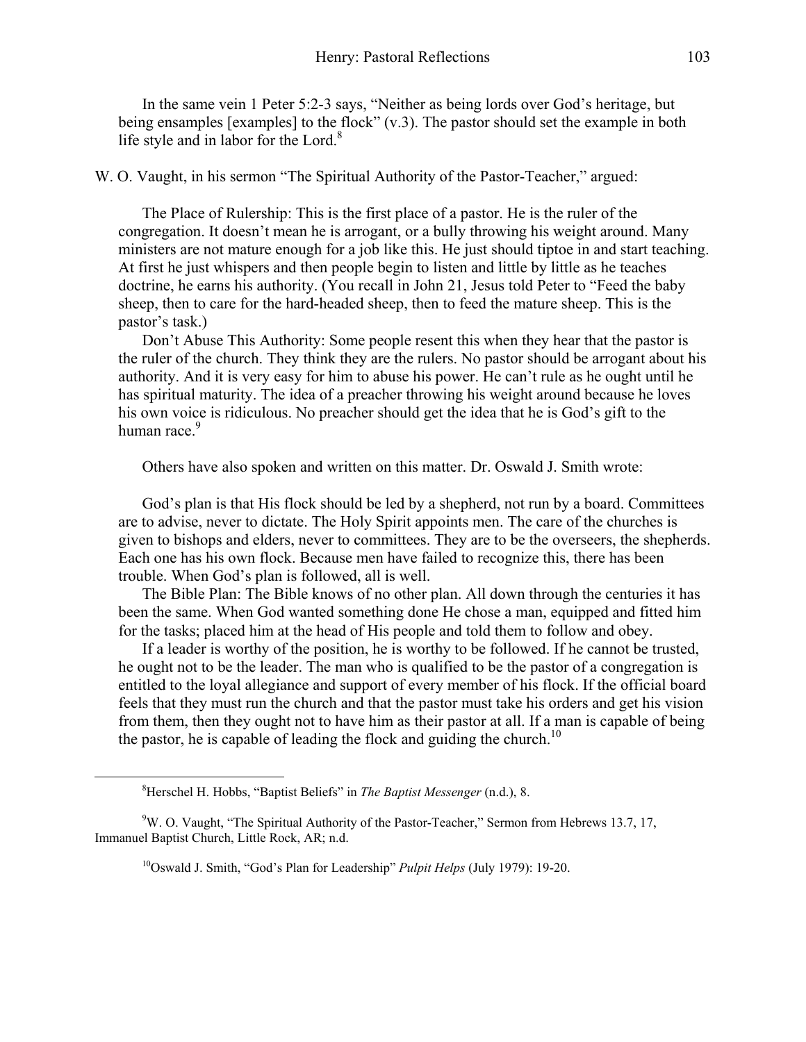In the same vein 1 Peter 5:2-3 says, "Neither as being lords over God's heritage, but being ensamples [examples] to the flock" (v.3). The pastor should set the example in both life style and in labor for the Lord.[8]

W. O. Vaught, in his sermon "The Spiritual Authority of the Pastor-Teacher," argued:

> The Place of Rulership: This is the first place of a pastor. He is the ruler of the congregation. It doesn't mean he is arrogant, or a bully throwing his weight around. Many ministers are not mature enough for a job like this. He just should tiptoe in and start teaching. At first he just whispers and then people begin to listen and little by little as he teaches doctrine, he earns his authority. (You recall in John 21, Jesus told Peter to "Feed the baby sheep, then to care for the hard-headed sheep, then to feed the mature sheep. This is the pastor's task.)
>
> Don't Abuse This Authority: Some people resent this when they hear that the pastor is the ruler of the church. They think they are the rulers. No pastor should be arrogant about his authority. And it is very easy for him to abuse his power. He can't rule as he ought until he has spiritual maturity. The idea of a preacher throwing his weight around because he loves his own voice is ridiculous. No preacher should get the idea that he is God's gift to the human race.[9]

Others have also spoken and written on this matter. Dr. Oswald J. Smith wrote:

> God's plan is that His flock should be led by a shepherd, not run by a board. Committees are to advise, never to dictate. The Holy Spirit appoints men. The care of the churches is given to bishops and elders, never to committees. They are to be the overseers, the shepherds. Each one has his own flock. Because men have failed to recognize this, there has been trouble. When God's plan is followed, all is well.
>
> The Bible Plan: The Bible knows of no other plan. All down through the centuries it has been the same. When God wanted something done He chose a man, equipped and fitted him for the tasks; placed him at the head of His people and told them to follow and obey.
>
> If a leader is worthy of the position, he is worthy to be followed. If he cannot be trusted, he ought not to be the leader. The man who is qualified to be the pastor of a congregation is entitled to the loyal allegiance and support of every member of his flock. If the official board feels that they must run the church and that the pastor must take his orders and get his vision from them, then they ought not to have him as their pastor at all. If a man is capable of being the pastor, he is capable of leading the flock and guiding the church.[10]

---

[8] Herschel H. Hobbs, "Baptist Beliefs" in *The Baptist Messenger* (n.d.), 8.

[9] W. O. Vaught, "The Spiritual Authority of the Pastor-Teacher," Sermon from Hebrews 13.7, 17, Immanuel Baptist Church, Little Rock, AR; n.d.

[10] Oswald J. Smith, "God's Plan for Leadership" *Pulpit Helps* (July 1979): 19-20.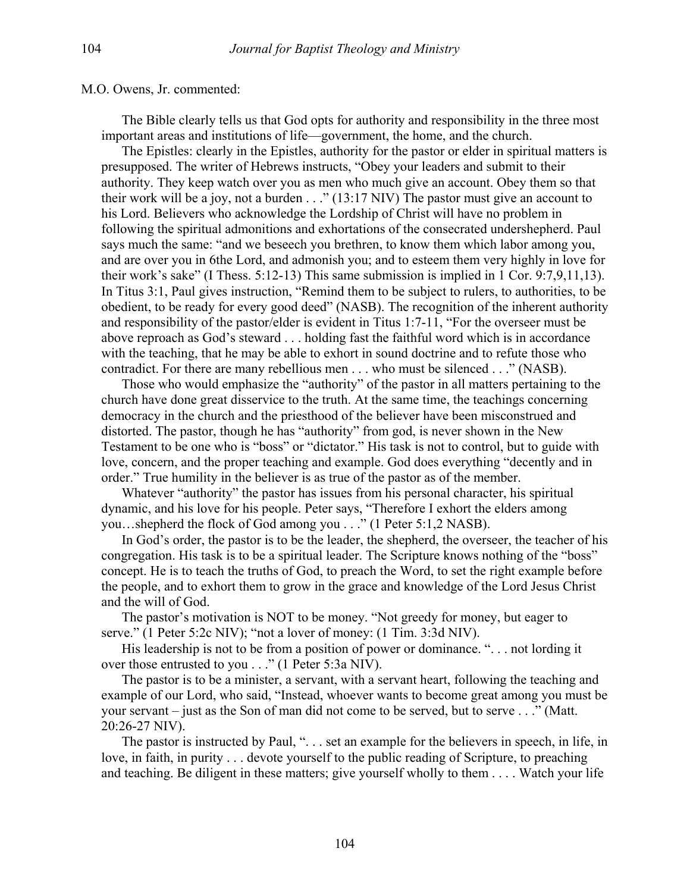M.O. Owens, Jr. commented:

> The Bible clearly tells us that God opts for authority and responsibility in the three most important areas and institutions of life—government, the home, and the church.
>
> The Epistles: clearly in the Epistles, authority for the pastor or elder in spiritual matters is presupposed. The writer of Hebrews instructs, "Obey your leaders and submit to their authority. They keep watch over you as men who much give an account. Obey them so that their work will be a joy, not a burden . . ." (13:17 NIV) The pastor must give an account to his Lord. Believers who acknowledge the Lordship of Christ will have no problem in following the spiritual admonitions and exhortations of the consecrated undershepherd. Paul says much the same: "and we beseech you brethren, to know them which labor among you, and are over you in 6the Lord, and admonish you; and to esteem them very highly in love for their work's sake" (I Thess. 5:12-13) This same submission is implied in 1 Cor. 9:7,9,11,13). In Titus 3:1, Paul gives instruction, "Remind them to be subject to rulers, to authorities, to be obedient, to be ready for every good deed" (NASB). The recognition of the inherent authority and responsibility of the pastor/elder is evident in Titus 1:7-11, "For the overseer must be above reproach as God's steward . . . holding fast the faithful word which is in accordance with the teaching, that he may be able to exhort in sound doctrine and to refute those who contradict. For there are many rebellious men . . . who must be silenced . . ." (NASB).
>
> Those who would emphasize the "authority" of the pastor in all matters pertaining to the church have done great disservice to the truth. At the same time, the teachings concerning democracy in the church and the priesthood of the believer have been misconstrued and distorted. The pastor, though he has "authority" from god, is never shown in the New Testament to be one who is "boss" or "dictator." His task is not to control, but to guide with love, concern, and the proper teaching and example. God does everything "decently and in order." True humility in the believer is as true of the pastor as of the member.
>
> Whatever "authority" the pastor has issues from his personal character, his spiritual dynamic, and his love for his people. Peter says, "Therefore I exhort the elders among you…shepherd the flock of God among you . . ." (1 Peter 5:1,2 NASB).
>
> In God's order, the pastor is to be the leader, the shepherd, the overseer, the teacher of his congregation. His task is to be a spiritual leader. The Scripture knows nothing of the "boss" concept. He is to teach the truths of God, to preach the Word, to set the right example before the people, and to exhort them to grow in the grace and knowledge of the Lord Jesus Christ and the will of God.
>
> The pastor's motivation is NOT to be money. "Not greedy for money, but eager to serve." (1 Peter 5:2c NIV); "not a lover of money: (1 Tim. 3:3d NIV).
>
> His leadership is not to be from a position of power or dominance. ". . . not lording it over those entrusted to you . . ." (1 Peter 5:3a NIV).
>
> The pastor is to be a minister, a servant, with a servant heart, following the teaching and example of our Lord, who said, "Instead, whoever wants to become great among you must be your servant – just as the Son of man did not come to be served, but to serve . . ." (Matt. 20:26-27 NIV).
>
> The pastor is instructed by Paul, ". . . set an example for the believers in speech, in life, in love, in faith, in purity . . . devote yourself to the public reading of Scripture, to preaching and teaching. Be diligent in these matters; give yourself wholly to them . . . . Watch your life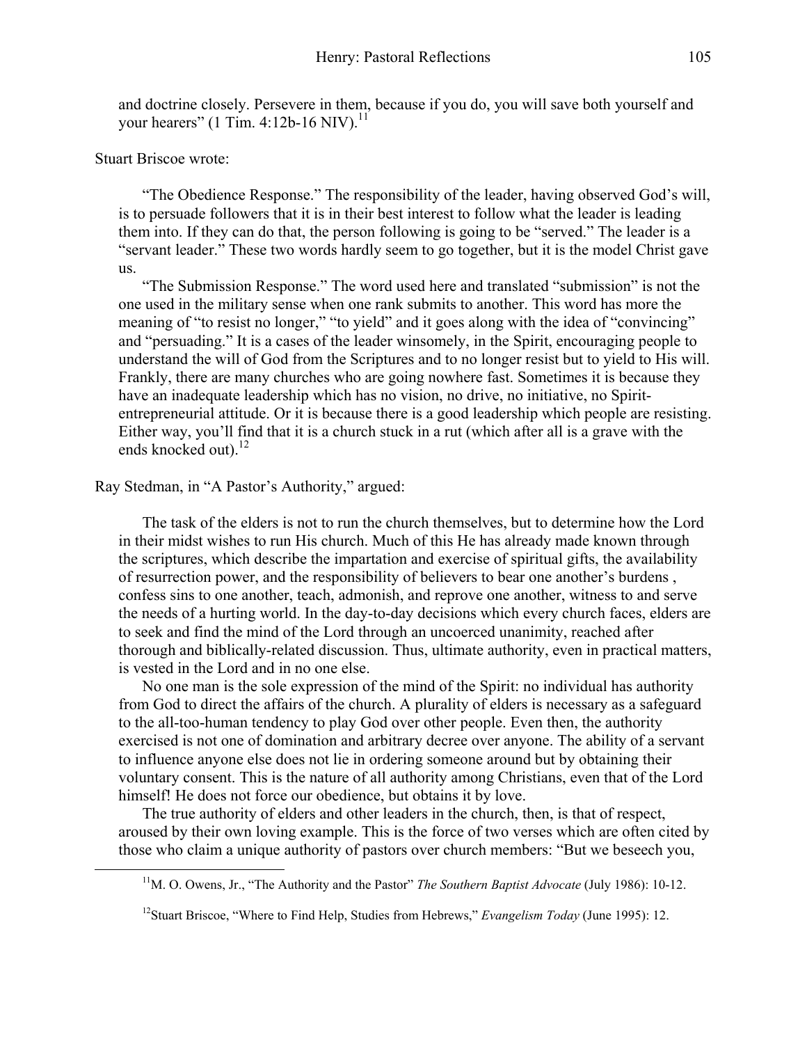and doctrine closely. Persevere in them, because if you do, you will save both yourself and your hearers" (1 Tim. 4:12b-16 NIV).[11]

Stuart Briscoe wrote:

> "The Obedience Response." The responsibility of the leader, having observed God's will, is to persuade followers that it is in their best interest to follow what the leader is leading them into. If they can do that, the person following is going to be "served." The leader is a "servant leader." These two words hardly seem to go together, but it is the model Christ gave us.
>
> "The Submission Response." The word used here and translated "submission" is not the one used in the military sense when one rank submits to another. This word has more the meaning of "to resist no longer," "to yield" and it goes along with the idea of "convincing" and "persuading." It is a cases of the leader winsomely, in the Spirit, encouraging people to understand the will of God from the Scriptures and to no longer resist but to yield to His will. Frankly, there are many churches who are going nowhere fast. Sometimes it is because they have an inadequate leadership which has no vision, no drive, no initiative, no Spirit-entrepreneurial attitude. Or it is because there is a good leadership which people are resisting. Either way, you'll find that it is a church stuck in a rut (which after all is a grave with the ends knocked out).[12]

Ray Stedman, in "A Pastor's Authority," argued:

> The task of the elders is not to run the church themselves, but to determine how the Lord in their midst wishes to run His church. Much of this He has already made known through the scriptures, which describe the impartation and exercise of spiritual gifts, the availability of resurrection power, and the responsibility of believers to bear one another's burdens , confess sins to one another, teach, admonish, and reprove one another, witness to and serve the needs of a hurting world. In the day-to-day decisions which every church faces, elders are to seek and find the mind of the Lord through an uncoerced unanimity, reached after thorough and biblically-related discussion. Thus, ultimate authority, even in practical matters, is vested in the Lord and in no one else.
>
> No one man is the sole expression of the mind of the Spirit: no individual has authority from God to direct the affairs of the church. A plurality of elders is necessary as a safeguard to the all-too-human tendency to play God over other people. Even then, the authority exercised is not one of domination and arbitrary decree over anyone. The ability of a servant to influence anyone else does not lie in ordering someone around but by obtaining their voluntary consent. This is the nature of all authority among Christians, even that of the Lord himself! He does not force our obedience, but obtains it by love.
>
> The true authority of elders and other leaders in the church, then, is that of respect, aroused by their own loving example. This is the force of two verses which are often cited by those who claim a unique authority of pastors over church members: "But we beseech you,

[11] M. O. Owens, Jr., "The Authority and the Pastor" *The Southern Baptist Advocate* (July 1986): 10-12.

[12] Stuart Briscoe, "Where to Find Help, Studies from Hebrews," *Evangelism Today* (June 1995): 12.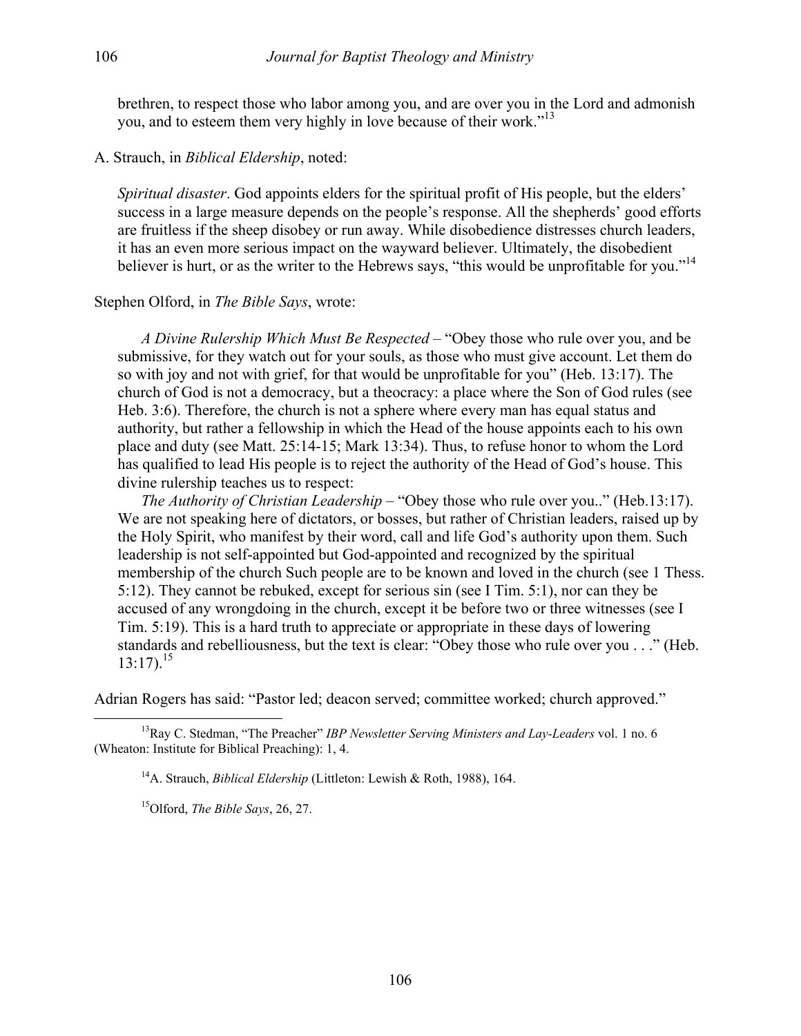brethren, to respect those who labor among you, and are over you in the Lord and admonish you, and to esteem them very highly in love because of their work."[13]

A. Strauch, in *Biblical Eldership*, noted:

> *Spiritual disaster*. God appoints elders for the spiritual profit of His people, but the elders' success in a large measure depends on the people's response. All the shepherds' good efforts are fruitless if the sheep disobey or run away. While disobedience distresses church leaders, it has an even more serious impact on the wayward believer. Ultimately, the disobedient believer is hurt, or as the writer to the Hebrews says, "this would be unprofitable for you."[14]

Stephen Olford, in *The Bible Says*, wrote:

> *A Divine Rulership Which Must Be Respected* – "Obey those who rule over you, and be submissive, for they watch out for your souls, as those who must give account. Let them do so with joy and not with grief, for that would be unprofitable for you" (Heb. 13:17). The church of God is not a democracy, but a theocracy: a place where the Son of God rules (see Heb. 3:6). Therefore, the church is not a sphere where every man has equal status and authority, but rather a fellowship in which the Head of the house appoints each to his own place and duty (see Matt. 25:14-15; Mark 13:34). Thus, to refuse honor to whom the Lord has qualified to lead His people is to reject the authority of the Head of God's house. This divine rulership teaches us to respect:
>
> *The Authority of Christian Leadership* – "Obey those who rule over you.." (Heb.13:17). We are not speaking here of dictators, or bosses, but rather of Christian leaders, raised up by the Holy Spirit, who manifest by their word, call and life God's authority upon them. Such leadership is not self-appointed but God-appointed and recognized by the spiritual membership of the church Such people are to be known and loved in the church (see 1 Thess. 5:12). They cannot be rebuked, except for serious sin (see I Tim. 5:1), nor can they be accused of any wrongdoing in the church, except it be before two or three witnesses (see I Tim. 5:19). This is a hard truth to appreciate or appropriate in these days of lowering standards and rebelliousness, but the text is clear: "Obey those who rule over you . . ." (Heb. 13:17).[15]

Adrian Rogers has said: "Pastor led; deacon served; committee worked; church approved."

---

[13] Ray C. Stedman, "The Preacher" *IBP Newsletter Serving Ministers and Lay-Leaders* vol. 1 no. 6 (Wheaton: Institute for Biblical Preaching): 1, 4.

[14] A. Strauch, *Biblical Eldership* (Littleton: Lewish & Roth, 1988), 164.

[15] Olford, *The Bible Says*, 26, 27.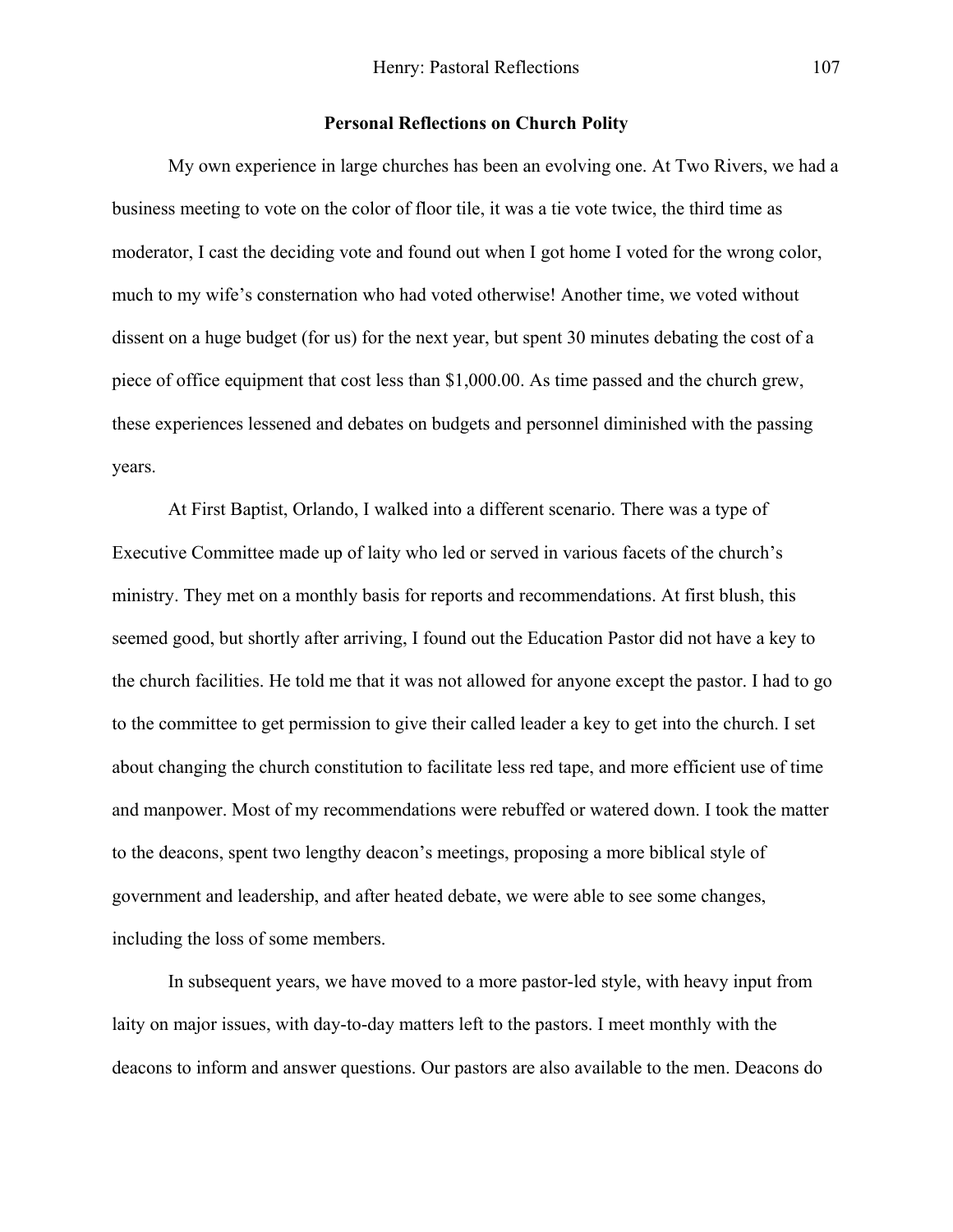## Personal Reflections on Church Polity

My own experience in large churches has been an evolving one. At Two Rivers, we had a business meeting to vote on the color of floor tile, it was a tie vote twice, the third time as moderator, I cast the deciding vote and found out when I got home I voted for the wrong color, much to my wife's consternation who had voted otherwise! Another time, we voted without dissent on a huge budget (for us) for the next year, but spent 30 minutes debating the cost of a piece of office equipment that cost less than $1,000.00. As time passed and the church grew, these experiences lessened and debates on budgets and personnel diminished with the passing years.

At First Baptist, Orlando, I walked into a different scenario. There was a type of Executive Committee made up of laity who led or served in various facets of the church's ministry. They met on a monthly basis for reports and recommendations. At first blush, this seemed good, but shortly after arriving, I found out the Education Pastor did not have a key to the church facilities. He told me that it was not allowed for anyone except the pastor. I had to go to the committee to get permission to give their called leader a key to get into the church. I set about changing the church constitution to facilitate less red tape, and more efficient use of time and manpower. Most of my recommendations were rebuffed or watered down. I took the matter to the deacons, spent two lengthy deacon's meetings, proposing a more biblical style of government and leadership, and after heated debate, we were able to see some changes, including the loss of some members.

In subsequent years, we have moved to a more pastor-led style, with heavy input from laity on major issues, with day-to-day matters left to the pastors. I meet monthly with the deacons to inform and answer questions. Our pastors are also available to the men. Deacons do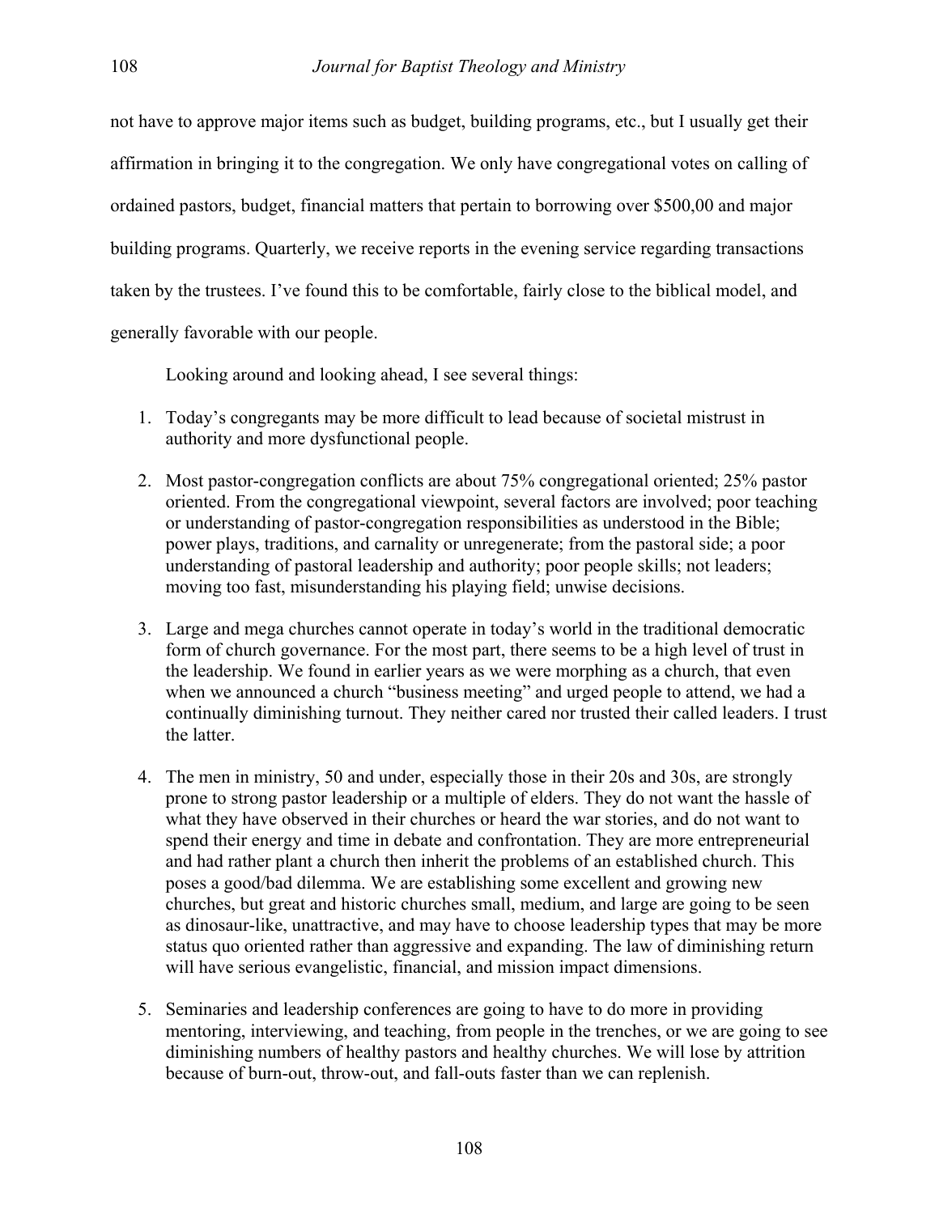not have to approve major items such as budget, building programs, etc., but I usually get their affirmation in bringing it to the congregation. We only have congregational votes on calling of ordained pastors, budget, financial matters that pertain to borrowing over $500,00 and major building programs. Quarterly, we receive reports in the evening service regarding transactions taken by the trustees. I've found this to be comfortable, fairly close to the biblical model, and generally favorable with our people.

Looking around and looking ahead, I see several things:

1. Today's congregants may be more difficult to lead because of societal mistrust in authority and more dysfunctional people.

2. Most pastor-congregation conflicts are about 75% congregational oriented; 25% pastor oriented. From the congregational viewpoint, several factors are involved; poor teaching or understanding of pastor-congregation responsibilities as understood in the Bible; power plays, traditions, and carnality or unregenerate; from the pastoral side; a poor understanding of pastoral leadership and authority; poor people skills; not leaders; moving too fast, misunderstanding his playing field; unwise decisions.

3. Large and mega churches cannot operate in today's world in the traditional democratic form of church governance. For the most part, there seems to be a high level of trust in the leadership. We found in earlier years as we were morphing as a church, that even when we announced a church "business meeting" and urged people to attend, we had a continually diminishing turnout. They neither cared nor trusted their called leaders. I trust the latter.

4. The men in ministry, 50 and under, especially those in their 20s and 30s, are strongly prone to strong pastor leadership or a multiple of elders. They do not want the hassle of what they have observed in their churches or heard the war stories, and do not want to spend their energy and time in debate and confrontation. They are more entrepreneurial and had rather plant a church then inherit the problems of an established church. This poses a good/bad dilemma. We are establishing some excellent and growing new churches, but great and historic churches small, medium, and large are going to be seen as dinosaur-like, unattractive, and may have to choose leadership types that may be more status quo oriented rather than aggressive and expanding. The law of diminishing return will have serious evangelistic, financial, and mission impact dimensions.

5. Seminaries and leadership conferences are going to have to do more in providing mentoring, interviewing, and teaching, from people in the trenches, or we are going to see diminishing numbers of healthy pastors and healthy churches. We will lose by attrition because of burn-out, throw-out, and fall-outs faster than we can replenish.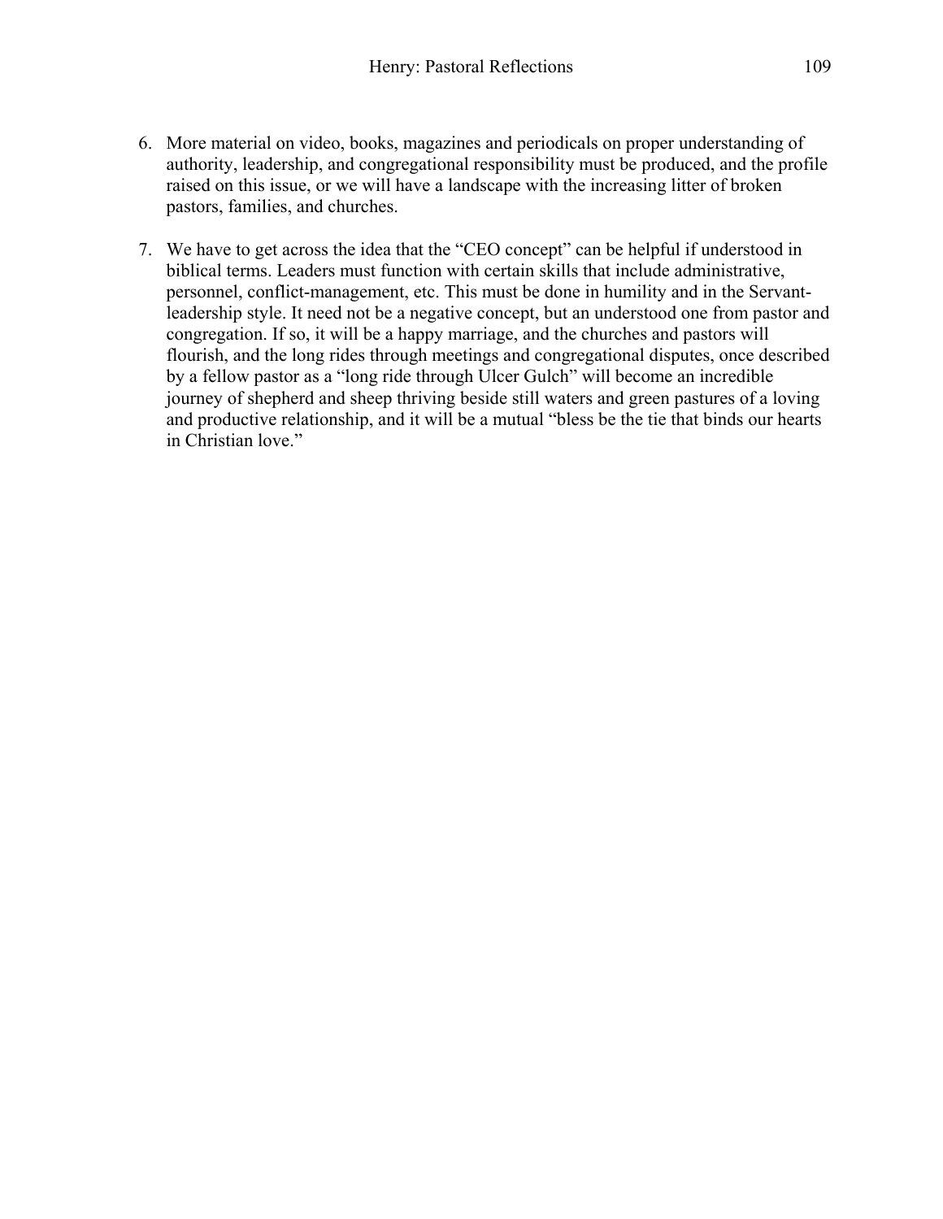6. More material on video, books, magazines and periodicals on proper understanding of authority, leadership, and congregational responsibility must be produced, and the profile raised on this issue, or we will have a landscape with the increasing litter of broken pastors, families, and churches.

7. We have to get across the idea that the "CEO concept" can be helpful if understood in biblical terms. Leaders must function with certain skills that include administrative, personnel, conflict-management, etc. This must be done in humility and in the Servant-leadership style. It need not be a negative concept, but an understood one from pastor and congregation. If so, it will be a happy marriage, and the churches and pastors will flourish, and the long rides through meetings and congregational disputes, once described by a fellow pastor as a "long ride through Ulcer Gulch" will become an incredible journey of shepherd and sheep thriving beside still waters and green pastures of a loving and productive relationship, and it will be a mutual "bless be the tie that binds our hearts in Christian love."